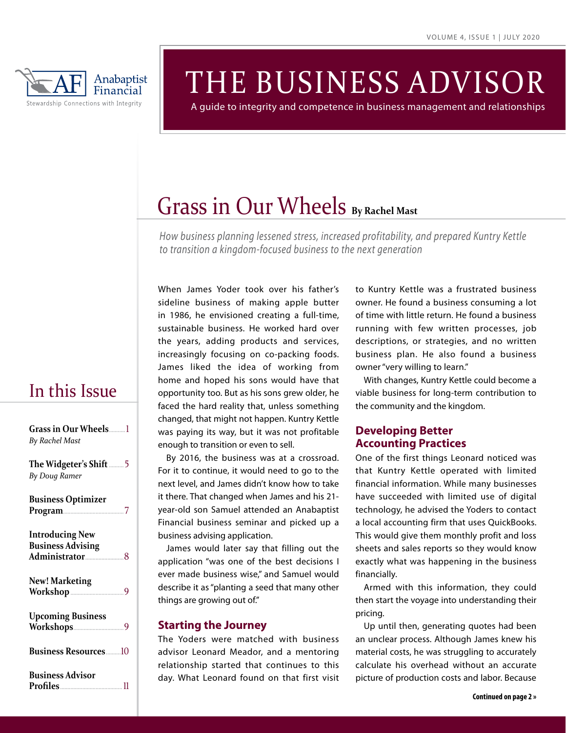Anabaptist Financial

Stewardship Connections with Integrity

# THE BUSINESS ADVISOR

A guide to integrity and competence in business management and relationships

## In this Issue

- **Grass in Our Wheels** ... 1
  *By Rachel Mast*
- **The Widgeter's Shift** ... 5
  *By Doug Ramer*
- **Business Optimizer Program** ... 7
- **Introducing New Business Advising Administrator** ... 8
- **New! Marketing Workshop** ... 9
- **Upcoming Business Workshops** ... 9
- **Business Resources** ... 10
- **Business Advisor Profiles** ... 11

# Grass in Our Wheels **By Rachel Mast**

*How business planning lessened stress, increased profitability, and prepared Kuntry Kettle to transition a kingdom-focused business to the next generation*

When James Yoder took over his father's sideline business of making apple butter in 1986, he envisioned creating a full-time, sustainable business. He worked hard over the years, adding products and services, increasingly focusing on co-packing foods. James liked the idea of working from home and hoped his sons would have that opportunity too. But as his sons grew older, he faced the hard reality that, unless something changed, that might not happen. Kuntry Kettle was paying its way, but it was not profitable enough to transition or even to sell.

By 2016, the business was at a crossroad. For it to continue, it would need to go to the next level, and James didn't know how to take it there. That changed when James and his 21-year-old son Samuel attended an Anabaptist Financial business seminar and picked up a business advising application.

James would later say that filling out the application "was one of the best decisions I ever made business wise," and Samuel would describe it as "planting a seed that many other things are growing out of."

### Starting the Journey

The Yoders were matched with business advisor Leonard Meador, and a mentoring relationship started that continues to this day. What Leonard found on that first visit to Kuntry Kettle was a frustrated business owner. He found a business consuming a lot of time with little return. He found a business running with few written processes, job descriptions, or strategies, and no written business plan. He also found a business owner "very willing to learn."

With changes, Kuntry Kettle could become a viable business for long-term contribution to the community and the kingdom.

### Developing Better Accounting Practices

One of the first things Leonard noticed was that Kuntry Kettle operated with limited financial information. While many businesses have succeeded with limited use of digital technology, he advised the Yoders to contact a local accounting firm that uses QuickBooks. This would give them monthly profit and loss sheets and sales reports so they would know exactly what was happening in the business financially.

Armed with this information, they could then start the voyage into understanding their pricing.

Up until then, generating quotes had been an unclear process. Although James knew his material costs, he was struggling to accurately calculate his overhead without an accurate picture of production costs and labor. Because

**Continued on page 2 »**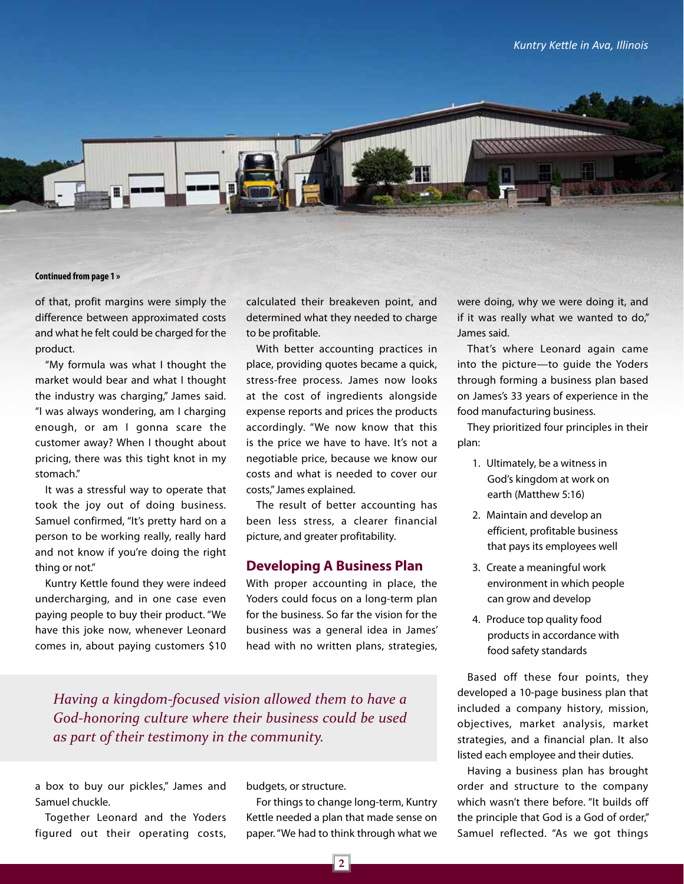*Kuntry Kettle in Ava, Illinois*

**Continued from page 1 »**

of that, profit margins were simply the difference between approximated costs and what he felt could be charged for the product.

"My formula was what I thought the market would bear and what I thought the industry was charging," James said. "I was always wondering, am I charging enough, or am I gonna scare the customer away? When I thought about pricing, there was this tight knot in my stomach."

It was a stressful way to operate that took the joy out of doing business. Samuel confirmed, "It's pretty hard on a person to be working really, really hard and not know if you're doing the right thing or not."

Kuntry Kettle found they were indeed undercharging, and in one case even paying people to buy their product. "We have this joke now, whenever Leonard comes in, about paying customers $10 a box to buy our pickles," James and Samuel chuckle.

Together Leonard and the Yoders figured out their operating costs, calculated their breakeven point, and determined what they needed to charge to be profitable.

With better accounting practices in place, providing quotes became a quick, stress-free process. James now looks at the cost of ingredients alongside expense reports and prices the products accordingly. "We now know that this is the price we have to have. It's not a negotiable price, because we know our costs and what is needed to cover our costs," James explained.

The result of better accounting has been less stress, a clearer financial picture, and greater profitability.

## Developing A Business Plan

With proper accounting in place, the Yoders could focus on a long-term plan for the business. So far the vision for the business was a general idea in James' head with no written plans, strategies, budgets, or structure.

For things to change long-term, Kuntry Kettle needed a plan that made sense on paper. "We had to think through what we were doing, why we were doing it, and if it was really what we wanted to do," James said.

That's where Leonard again came into the picture—to guide the Yoders through forming a business plan based on James's 33 years of experience in the food manufacturing business.

They prioritized four principles in their plan:

1. Ultimately, be a witness in God's kingdom at work on earth (Matthew 5:16)
2. Maintain and develop an efficient, profitable business that pays its employees well
3. Create a meaningful work environment in which people can grow and develop
4. Produce top quality food products in accordance with food safety standards

*Having a kingdom-focused vision allowed them to have a God-honoring culture where their business could be used as part of their testimony in the community.*

Based off these four points, they developed a 10-page business plan that included a company history, mission, objectives, market analysis, market strategies, and a financial plan. It also listed each employee and their duties.

Having a business plan has brought order and structure to the company which wasn't there before. "It builds off the principle that God is a God of order," Samuel reflected. "As we got things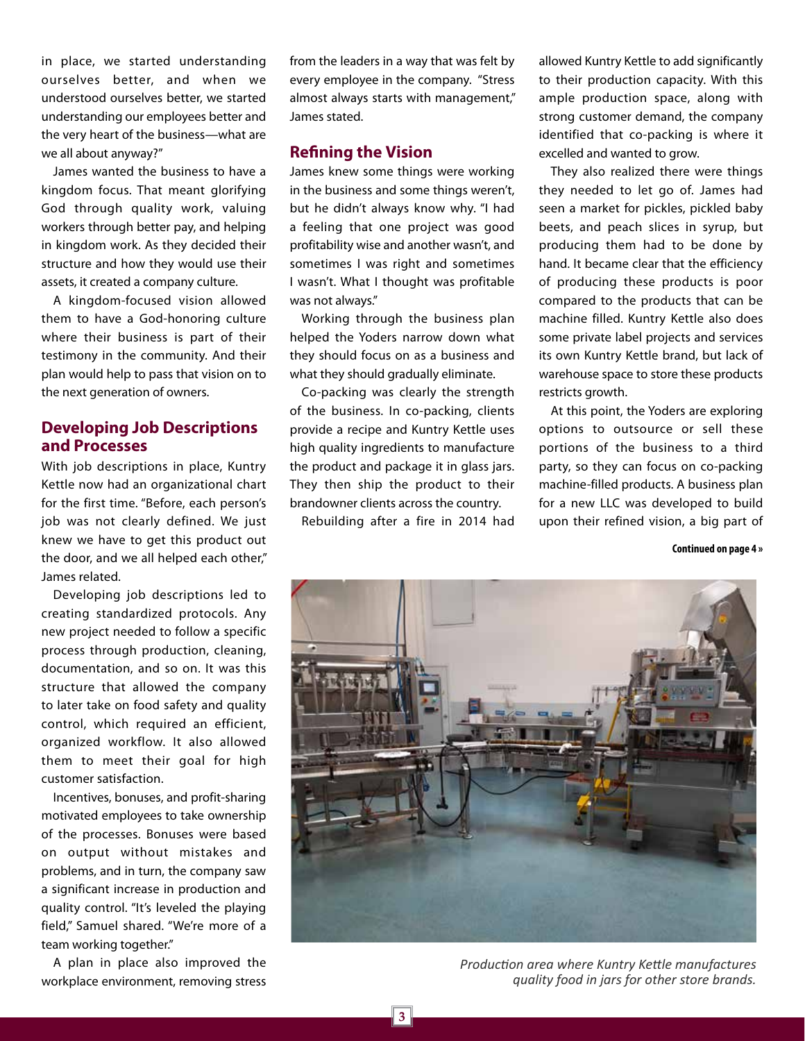in place, we started understanding ourselves better, and when we understood ourselves better, we started understanding our employees better and the very heart of the business—what are we all about anyway?"

James wanted the business to have a kingdom focus. That meant glorifying God through quality work, valuing workers through better pay, and helping in kingdom work. As they decided their structure and how they would use their assets, it created a company culture.

A kingdom-focused vision allowed them to have a God-honoring culture where their business is part of their testimony in the community. And their plan would help to pass that vision on to the next generation of owners.

## Developing Job Descriptions and Processes

With job descriptions in place, Kuntry Kettle now had an organizational chart for the first time. "Before, each person's job was not clearly defined. We just knew we have to get this product out the door, and we all helped each other," James related.

Developing job descriptions led to creating standardized protocols. Any new project needed to follow a specific process through production, cleaning, documentation, and so on. It was this structure that allowed the company to later take on food safety and quality control, which required an efficient, organized workflow. It also allowed them to meet their goal for high customer satisfaction.

Incentives, bonuses, and profit-sharing motivated employees to take ownership of the processes. Bonuses were based on output without mistakes and problems, and in turn, the company saw a significant increase in production and quality control. "It's leveled the playing field," Samuel shared. "We're more of a team working together."

A plan in place also improved the workplace environment, removing stress from the leaders in a way that was felt by every employee in the company. "Stress almost always starts with management," James stated.

## Refining the Vision

James knew some things were working in the business and some things weren't, but he didn't always know why. "I had a feeling that one project was good profitability wise and another wasn't, and sometimes I was right and sometimes I wasn't. What I thought was profitable was not always."

Working through the business plan helped the Yoders narrow down what they should focus on as a business and what they should gradually eliminate.

Co-packing was clearly the strength of the business. In co-packing, clients provide a recipe and Kuntry Kettle uses high quality ingredients to manufacture the product and package it in glass jars. They then ship the product to their brandowner clients across the country.

Rebuilding after a fire in 2014 had allowed Kuntry Kettle to add significantly to their production capacity. With this ample production space, along with strong customer demand, the company identified that co-packing is where it excelled and wanted to grow.

They also realized there were things they needed to let go of. James had seen a market for pickles, pickled baby beets, and peach slices in syrup, but producing them had to be done by hand. It became clear that the efficiency of producing these products is poor compared to the products that can be machine filled. Kuntry Kettle also does some private label projects and services its own Kuntry Kettle brand, but lack of warehouse space to store these products restricts growth.

At this point, the Yoders are exploring options to outsource or sell these portions of the business to a third party, so they can focus on co-packing machine-filled products. A business plan for a new LLC was developed to build upon their refined vision, a big part of

**Continued on page 4 »**

*Production area where Kuntry Kettle manufactures quality food in jars for other store brands.*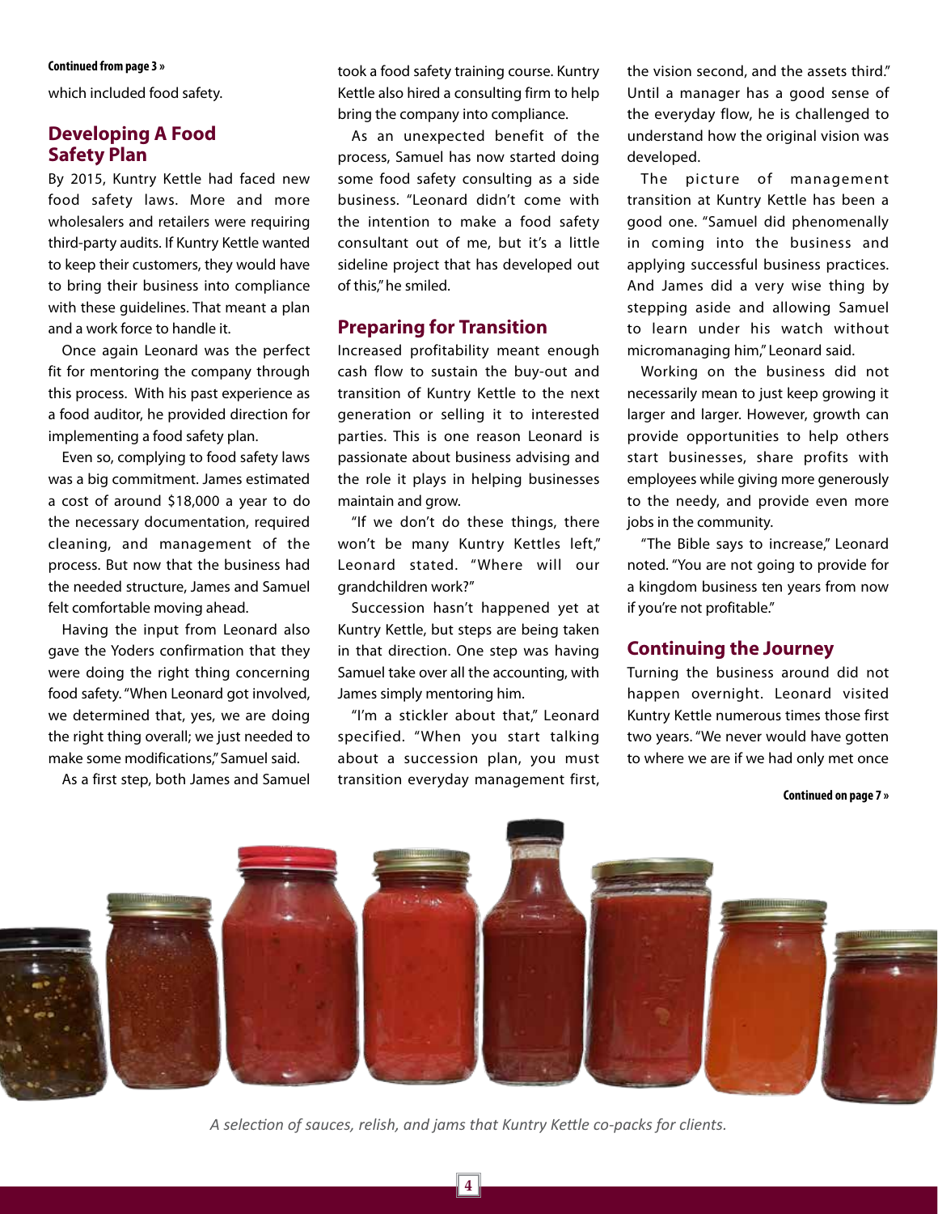Continued from page 3 »

which included food safety.

## Developing A Food Safety Plan

By 2015, Kuntry Kettle had faced new food safety laws. More and more wholesalers and retailers were requiring third-party audits. If Kuntry Kettle wanted to keep their customers, they would have to bring their business into compliance with these guidelines. That meant a plan and a work force to handle it.

Once again Leonard was the perfect fit for mentoring the company through this process. With his past experience as a food auditor, he provided direction for implementing a food safety plan.

Even so, complying to food safety laws was a big commitment. James estimated a cost of around $18,000 a year to do the necessary documentation, required cleaning, and management of the process. But now that the business had the needed structure, James and Samuel felt comfortable moving ahead.

Having the input from Leonard also gave the Yoders confirmation that they were doing the right thing concerning food safety. "When Leonard got involved, we determined that, yes, we are doing the right thing overall; we just needed to make some modifications," Samuel said.

As a first step, both James and Samuel took a food safety training course. Kuntry Kettle also hired a consulting firm to help bring the company into compliance.

As an unexpected benefit of the process, Samuel has now started doing some food safety consulting as a side business. "Leonard didn't come with the intention to make a food safety consultant out of me, but it's a little sideline project that has developed out of this," he smiled.

## Preparing for Transition

Increased profitability meant enough cash flow to sustain the buy-out and transition of Kuntry Kettle to the next generation or selling it to interested parties. This is one reason Leonard is passionate about business advising and the role it plays in helping businesses maintain and grow.

"If we don't do these things, there won't be many Kuntry Kettles left," Leonard stated. "Where will our grandchildren work?"

Succession hasn't happened yet at Kuntry Kettle, but steps are being taken in that direction. One step was having Samuel take over all the accounting, with James simply mentoring him.

"I'm a stickler about that," Leonard specified. "When you start talking about a succession plan, you must transition everyday management first, the vision second, and the assets third." Until a manager has a good sense of the everyday flow, he is challenged to understand how the original vision was developed.

The picture of management transition at Kuntry Kettle has been a good one. "Samuel did phenomenally in coming into the business and applying successful business practices. And James did a very wise thing by stepping aside and allowing Samuel to learn under his watch without micromanaging him," Leonard said.

Working on the business did not necessarily mean to just keep growing it larger and larger. However, growth can provide opportunities to help others start businesses, share profits with employees while giving more generously to the needy, and provide even more jobs in the community.

"The Bible says to increase," Leonard noted. "You are not going to provide for a kingdom business ten years from now if you're not profitable."

## Continuing the Journey

Turning the business around did not happen overnight. Leonard visited Kuntry Kettle numerous times those first two years. "We never would have gotten to where we are if we had only met once

Continued on page 7 »

*A selection of sauces, relish, and jams that Kuntry Kettle co-packs for clients.*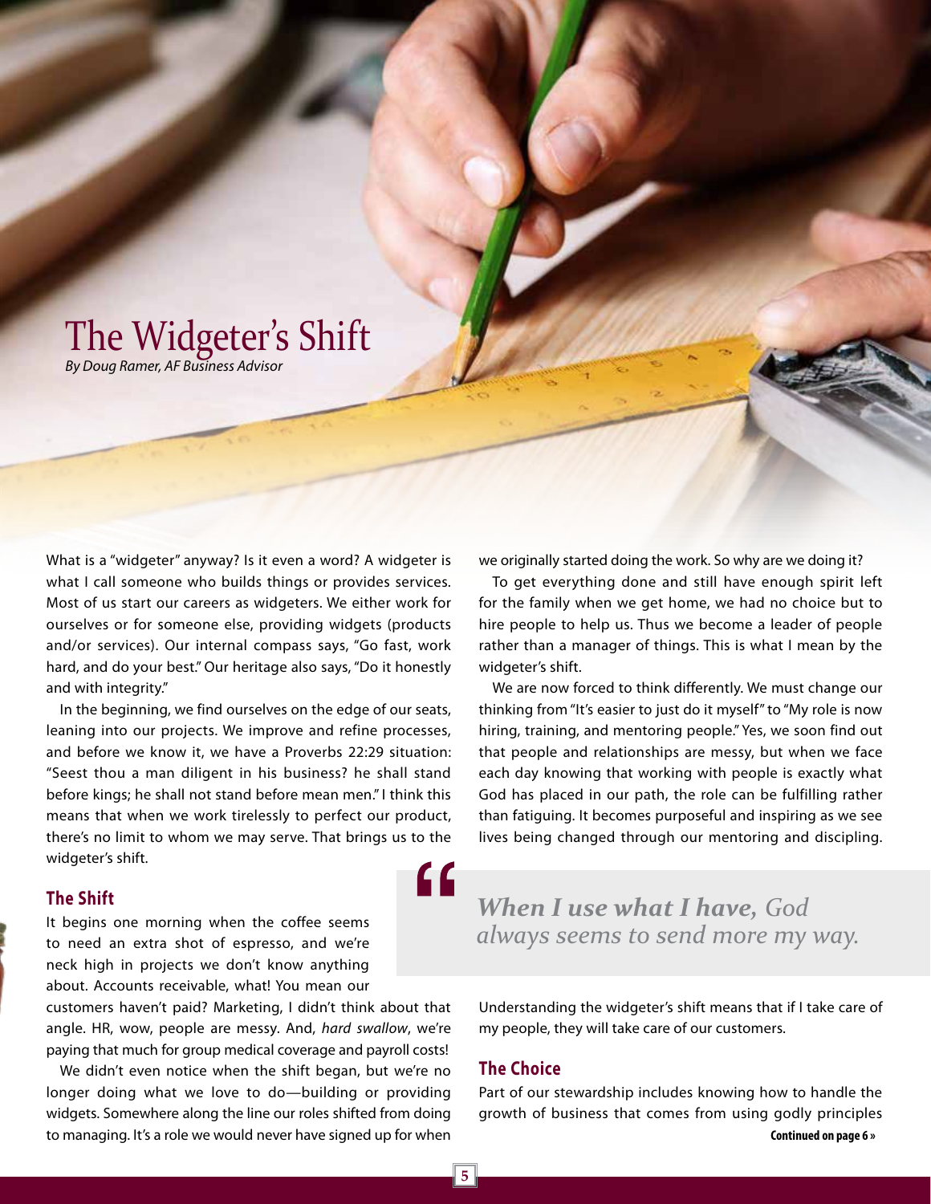# The Widgeter's Shift

*By Doug Ramer, AF Business Advisor*

What is a "widgeter" anyway? Is it even a word? A widgeter is what I call someone who builds things or provides services. Most of us start our careers as widgeters. We either work for ourselves or for someone else, providing widgets (products and/or services). Our internal compass says, "Go fast, work hard, and do your best." Our heritage also says, "Do it honestly and with integrity."

In the beginning, we find ourselves on the edge of our seats, leaning into our projects. We improve and refine processes, and before we know it, we have a Proverbs 22:29 situation: "Seest thou a man diligent in his business? he shall stand before kings; he shall not stand before mean men." I think this means that when we work tirelessly to perfect our product, there's no limit to whom we may serve. That brings us to the widgeter's shift.

## The Shift

It begins one morning when the coffee seems to need an extra shot of espresso, and we're neck high in projects we don't know anything about. Accounts receivable, what! You mean our customers haven't paid? Marketing, I didn't think about that angle. HR, wow, people are messy. And, *hard swallow*, we're paying that much for group medical coverage and payroll costs!

We didn't even notice when the shift began, but we're no longer doing what we love to do—building or providing widgets. Somewhere along the line our roles shifted from doing to managing. It's a role we would never have signed up for when we originally started doing the work. So why are we doing it?

To get everything done and still have enough spirit left for the family when we get home, we had no choice but to hire people to help us. Thus we become a leader of people rather than a manager of things. This is what I mean by the widgeter's shift.

We are now forced to think differently. We must change our thinking from "It's easier to just do it myself" to "My role is now hiring, training, and mentoring people." Yes, we soon find out that people and relationships are messy, but when we face each day knowing that working with people is exactly what God has placed in our path, the role can be fulfilling rather than fatiguing. It becomes purposeful and inspiring as we see lives being changed through our mentoring and discipling.

> "***When I use what I have,*** *God always seems to send more my way.*

Understanding the widgeter's shift means that if I take care of my people, they will take care of our customers.

## The Choice

Part of our stewardship includes knowing how to handle the growth of business that comes from using godly principles

**Continued on page 6 »**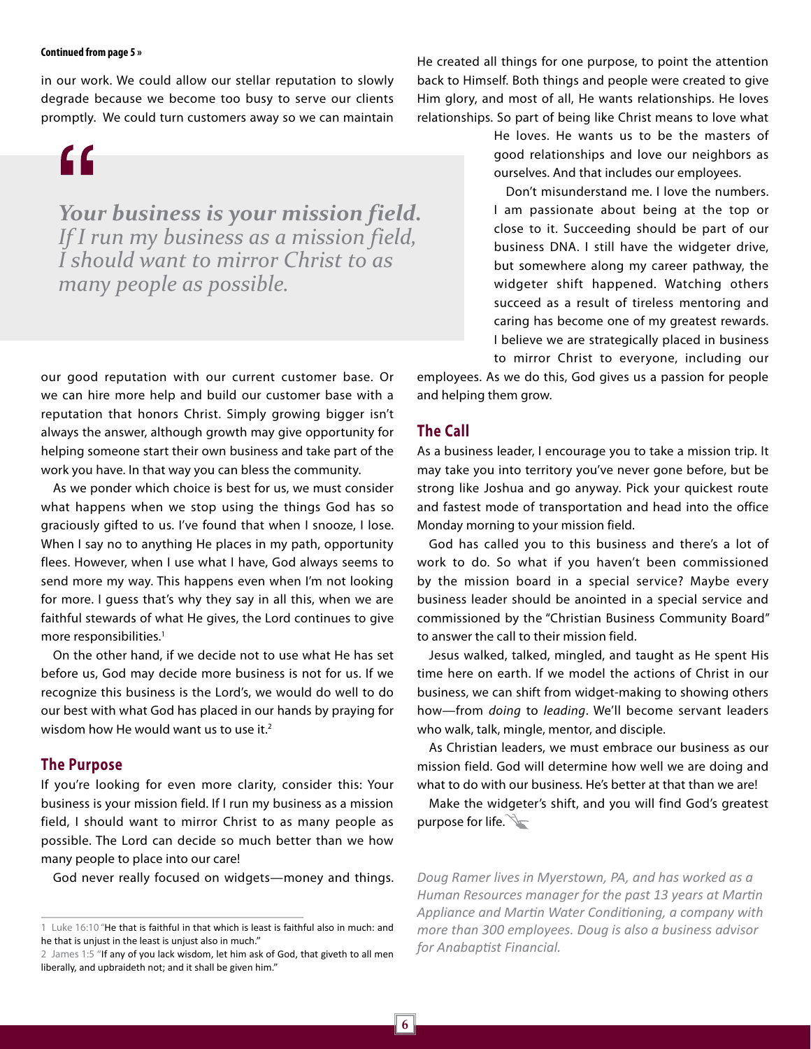**Continued from page 5 »**

in our work. We could allow our stellar reputation to slowly degrade because we become too busy to serve our clients promptly. We could turn customers away so we can maintain our good reputation with our current customer base. Or we can hire more help and build our customer base with a reputation that honors Christ. Simply growing bigger isn't always the answer, although growth may give opportunity for helping someone start their own business and take part of the work you have. In that way you can bless the community.

> *Your business is your mission field. If I run my business as a mission field, I should want to mirror Christ to as many people as possible.*

As we ponder which choice is best for us, we must consider what happens when we stop using the things God has so graciously gifted to us. I've found that when I snooze, I lose. When I say no to anything He places in my path, opportunity flees. However, when I use what I have, God always seems to send more my way. This happens even when I'm not looking for more. I guess that's why they say in all this, when we are faithful stewards of what He gives, the Lord continues to give more responsibilities.[1]

On the other hand, if we decide not to use what He has set before us, God may decide more business is not for us. If we recognize this business is the Lord's, we would do well to do our best with what God has placed in our hands by praying for wisdom how He would want us to use it.[2]

## The Purpose

If you're looking for even more clarity, consider this: Your business is your mission field. If I run my business as a mission field, I should want to mirror Christ to as many people as possible. The Lord can decide so much better than we how many people to place into our care!

God never really focused on widgets—money and things. He created all things for one purpose, to point the attention back to Himself. Both things and people were created to give Him glory, and most of all, He wants relationships. He loves relationships. So part of being like Christ means to love what He loves. He wants us to be the masters of good relationships and love our neighbors as ourselves. And that includes our employees.

Don't misunderstand me. I love the numbers. I am passionate about being at the top or close to it. Succeeding should be part of our business DNA. I still have the widgeter drive, but somewhere along my career pathway, the widgeter shift happened. Watching others succeed as a result of tireless mentoring and caring has become one of my greatest rewards. I believe we are strategically placed in business to mirror Christ to everyone, including our employees. As we do this, God gives us a passion for people and helping them grow.

## The Call

As a business leader, I encourage you to take a mission trip. It may take you into territory you've never gone before, but be strong like Joshua and go anyway. Pick your quickest route and fastest mode of transportation and head into the office Monday morning to your mission field.

God has called you to this business and there's a lot of work to do. So what if you haven't been commissioned by the mission board in a special service? Maybe every business leader should be anointed in a special service and commissioned by the "Christian Business Community Board" to answer the call to their mission field.

Jesus walked, talked, mingled, and taught as He spent His time here on earth. If we model the actions of Christ in our business, we can shift from widget-making to showing others how—from *doing* to *leading*. We'll become servant leaders who walk, talk, mingle, mentor, and disciple.

As Christian leaders, we must embrace our business as our mission field. God will determine how well we are doing and what to do with our business. He's better at that than we are!

Make the widgeter's shift, and you will find God's greatest purpose for life.

*Doug Ramer lives in Myerstown, PA, and has worked as a Human Resources manager for the past 13 years at Martin Appliance and Martin Water Conditioning, a company with more than 300 employees. Doug is also a business advisor for Anabaptist Financial.*

---

1 Luke 16:10 "He that is faithful in that which is least is faithful also in much: and he that is unjust in the least is unjust also in much."

2 James 1:5 "If any of you lack wisdom, let him ask of God, that giveth to all men liberally, and upbraideth not; and it shall be given him."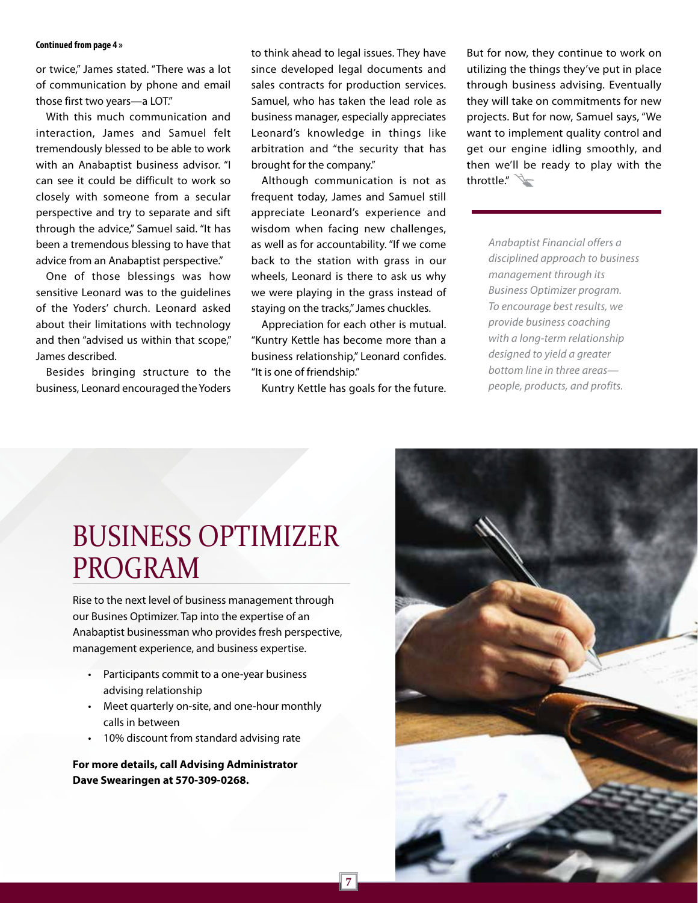**Continued from page 4 »**

or twice," James stated. "There was a lot of communication by phone and email those first two years—a LOT."

With this much communication and interaction, James and Samuel felt tremendously blessed to be able to work with an Anabaptist business advisor. "I can see it could be difficult to work so closely with someone from a secular perspective and try to separate and sift through the advice," Samuel said. "It has been a tremendous blessing to have that advice from an Anabaptist perspective."

One of those blessings was how sensitive Leonard was to the guidelines of the Yoders' church. Leonard asked about their limitations with technology and then "advised us within that scope," James described.

Besides bringing structure to the business, Leonard encouraged the Yoders to think ahead to legal issues. They have since developed legal documents and sales contracts for production services. Samuel, who has taken the lead role as business manager, especially appreciates Leonard's knowledge in things like arbitration and "the security that has brought for the company."

Although communication is not as frequent today, James and Samuel still appreciate Leonard's experience and wisdom when facing new challenges, as well as for accountability. "If we come back to the station with grass in our wheels, Leonard is there to ask us why we were playing in the grass instead of staying on the tracks," James chuckles.

Appreciation for each other is mutual. "Kuntry Kettle has become more than a business relationship," Leonard confides. "It is one of friendship."

Kuntry Kettle has goals for the future. But for now, they continue to work on utilizing the things they've put in place through business advising. Eventually they will take on commitments for new projects. But for now, Samuel says, "We want to implement quality control and get our engine idling smoothly, and then we'll be ready to play with the throttle."

*Anabaptist Financial offers a disciplined approach to business management through its Business Optimizer program. To encourage best results, we provide business coaching with a long-term relationship designed to yield a greater bottom line in three areas—people, products, and profits.*

# BUSINESS OPTIMIZER PROGRAM

Rise to the next level of business management through our Busines Optimizer. Tap into the expertise of an Anabaptist businessman who provides fresh perspective, management experience, and business expertise.

- Participants commit to a one-year business advising relationship
- Meet quarterly on-site, and one-hour monthly calls in between
- 10% discount from standard advising rate

**For more details, call Advising Administrator Dave Swearingen at 570-309-0268.**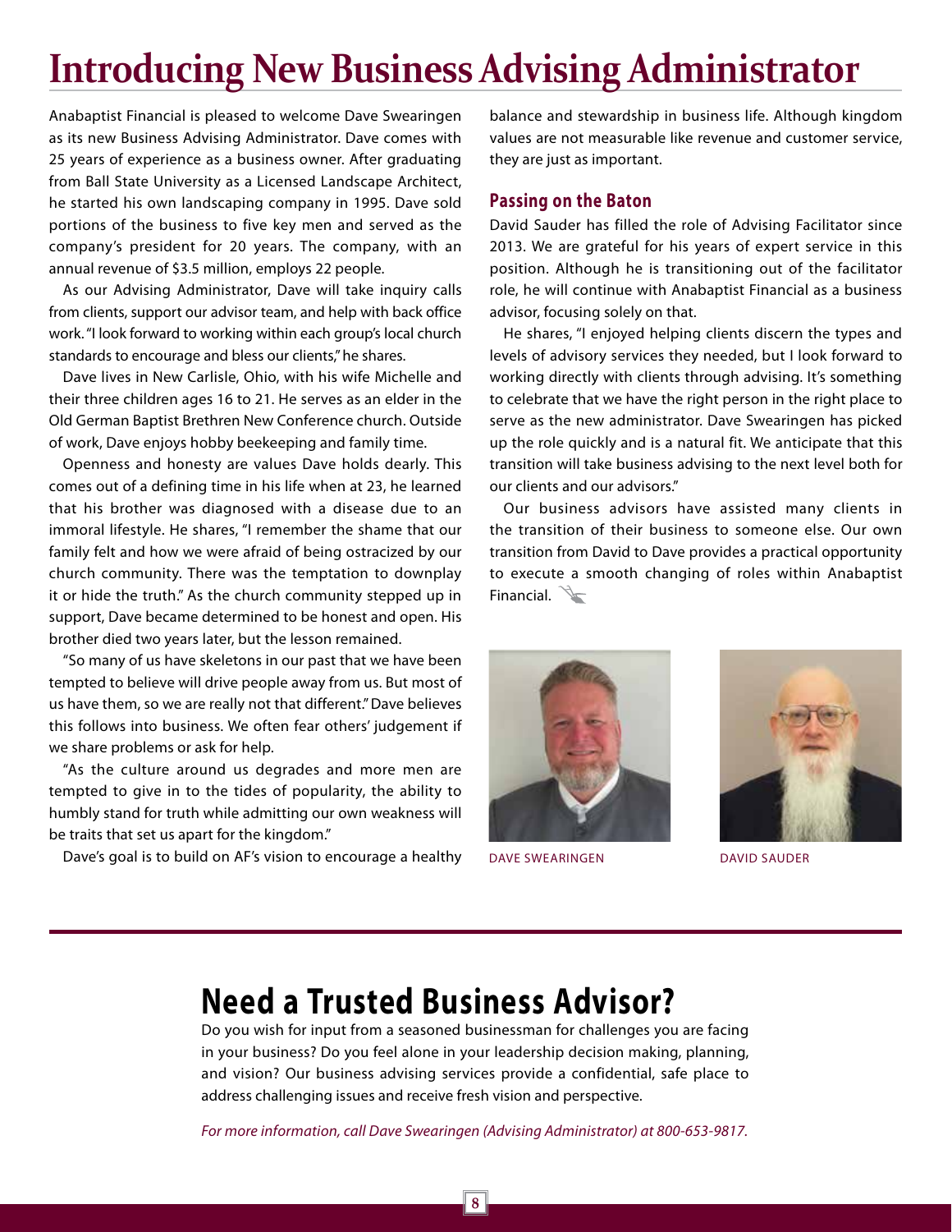# Introducing New Business Advising Administrator

Anabaptist Financial is pleased to welcome Dave Swearingen as its new Business Advising Administrator. Dave comes with 25 years of experience as a business owner. After graduating from Ball State University as a Licensed Landscape Architect, he started his own landscaping company in 1995. Dave sold portions of the business to five key men and served as the company's president for 20 years. The company, with an annual revenue of $3.5 million, employs 22 people.

As our Advising Administrator, Dave will take inquiry calls from clients, support our advisor team, and help with back office work. "I look forward to working within each group's local church standards to encourage and bless our clients," he shares.

Dave lives in New Carlisle, Ohio, with his wife Michelle and their three children ages 16 to 21. He serves as an elder in the Old German Baptist Brethren New Conference church. Outside of work, Dave enjoys hobby beekeeping and family time.

Openness and honesty are values Dave holds dearly. This comes out of a defining time in his life when at 23, he learned that his brother was diagnosed with a disease due to an immoral lifestyle. He shares, "I remember the shame that our family felt and how we were afraid of being ostracized by our church community. There was the temptation to downplay it or hide the truth." As the church community stepped up in support, Dave became determined to be honest and open. His brother died two years later, but the lesson remained.

"So many of us have skeletons in our past that we have been tempted to believe will drive people away from us. But most of us have them, so we are really not that different." Dave believes this follows into business. We often fear others' judgement if we share problems or ask for help.

"As the culture around us degrades and more men are tempted to give in to the tides of popularity, the ability to humbly stand for truth while admitting our own weakness will be traits that set us apart for the kingdom."

Dave's goal is to build on AF's vision to encourage a healthy balance and stewardship in business life. Although kingdom values are not measurable like revenue and customer service, they are just as important.

## Passing on the Baton

David Sauder has filled the role of Advising Facilitator since 2013. We are grateful for his years of expert service in this position. Although he is transitioning out of the facilitator role, he will continue with Anabaptist Financial as a business advisor, focusing solely on that.

He shares, "I enjoyed helping clients discern the types and levels of advisory services they needed, but I look forward to working directly with clients through advising. It's something to celebrate that we have the right person in the right place to serve as the new administrator. Dave Swearingen has picked up the role quickly and is a natural fit. We anticipate that this transition will take business advising to the next level both for our clients and our advisors."

Our business advisors have assisted many clients in the transition of their business to someone else. Our own transition from David to Dave provides a practical opportunity to execute a smooth changing of roles within Anabaptist Financial.

DAVE SWEARINGEN

DAVID SAUDER

# Need a Trusted Business Advisor?

Do you wish for input from a seasoned businessman for challenges you are facing in your business? Do you feel alone in your leadership decision making, planning, and vision? Our business advising services provide a confidential, safe place to address challenging issues and receive fresh vision and perspective.

*For more information, call Dave Swearingen (Advising Administrator) at 800-653-9817.*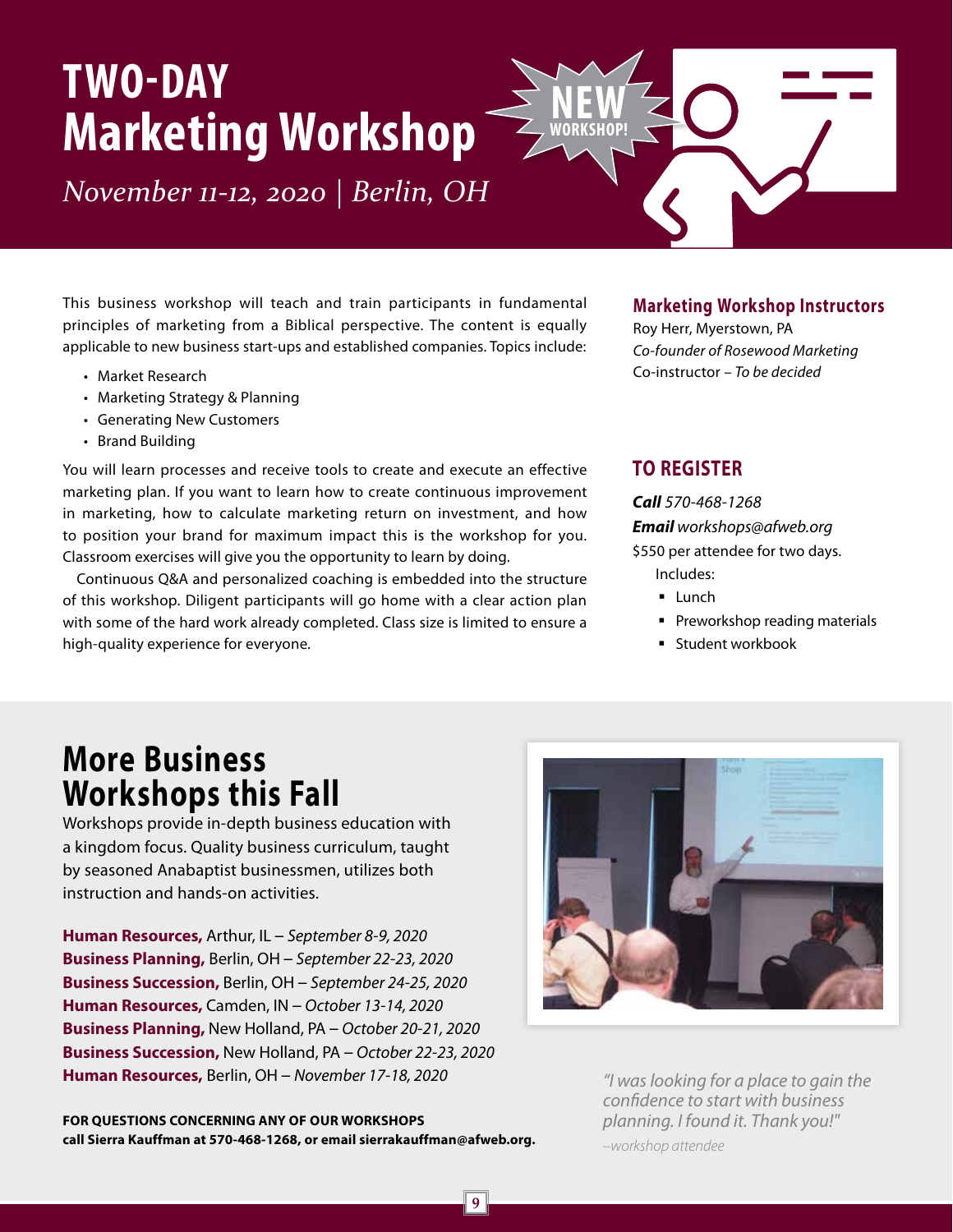# TWO-DAY Marketing Workshop

NEW WORKSHOP!

*November 11-12, 2020 | Berlin, OH*

This business workshop will teach and train participants in fundamental principles of marketing from a Biblical perspective. The content is equally applicable to new business start-ups and established companies. Topics include:

- Market Research
- Marketing Strategy & Planning
- Generating New Customers
- Brand Building

You will learn processes and receive tools to create and execute an effective marketing plan. If you want to learn how to create continuous improvement in marketing, how to calculate marketing return on investment, and how to position your brand for maximum impact this is the workshop for you. Classroom exercises will give you the opportunity to learn by doing.

Continuous Q&A and personalized coaching is embedded into the structure of this workshop. Diligent participants will go home with a clear action plan with some of the hard work already completed. Class size is limited to ensure a high-quality experience for everyone.

### Marketing Workshop Instructors

Roy Herr, Myerstown, PA
*Co-founder of Rosewood Marketing*
Co-instructor – *To be decided*

### TO REGISTER

***Call*** *570-468-1268*
***Email*** *workshops@afweb.org*
$550 per attendee for two days.
Includes:

- Lunch
- Preworkshop reading materials
- Student workbook

## More Business Workshops this Fall

Workshops provide in-depth business education with a kingdom focus. Quality business curriculum, taught by seasoned Anabaptist businessmen, utilizes both instruction and hands-on activities.

**Human Resources,** Arthur, IL – *September 8-9, 2020*
**Business Planning,** Berlin, OH – *September 22-23, 2020*
**Business Succession,** Berlin, OH – *September 24-25, 2020*
**Human Resources,** Camden, IN – *October 13-14, 2020*
**Business Planning,** New Holland, PA – *October 20-21, 2020*
**Business Succession,** New Holland, PA – *October 22-23, 2020*
**Human Resources,** Berlin, OH – *November 17-18, 2020*

**FOR QUESTIONS CONCERNING ANY OF OUR WORKSHOPS call Sierra Kauffman at 570-468-1268, or email sierrakauffman@afweb.org.**

*"I was looking for a place to gain the confidence to start with business planning. I found it. Thank you!"*
*–workshop attendee*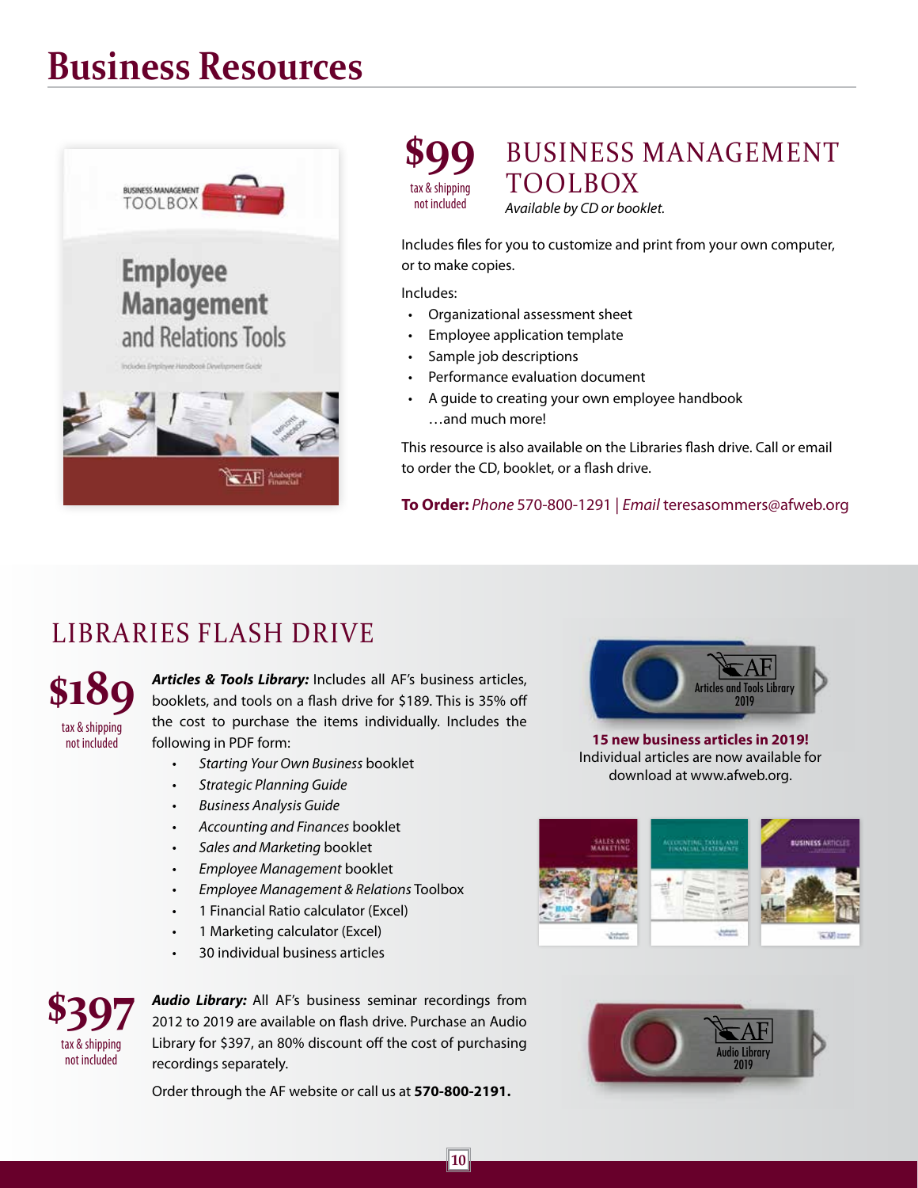# Business Resources

## BUSINESS MANAGEMENT TOOLBOX

**$99**
tax & shipping not included

*Available by CD or booklet.*

Includes files for you to customize and print from your own computer, or to make copies.

Includes:

- Organizational assessment sheet
- Employee application template
- Sample job descriptions
- Performance evaluation document
- A guide to creating your own employee handbook

…and much more!

This resource is also available on the Libraries flash drive. Call or email to order the CD, booklet, or a flash drive.

**To Order:** *Phone* 570-800-1291 | *Email* teresasommers@afweb.org

## LIBRARIES FLASH DRIVE

**$189**
tax & shipping not included

***Articles & Tools Library:*** Includes all AF's business articles, booklets, and tools on a flash drive for $189. This is 35% off the cost to purchase the items individually. Includes the following in PDF form:

- *Starting Your Own Business* booklet
- *Strategic Planning Guide*
- *Business Analysis Guide*
- *Accounting and Finances* booklet
- *Sales and Marketing* booklet
- *Employee Management* booklet
- *Employee Management & Relations* Toolbox
- 1 Financial Ratio calculator (Excel)
- 1 Marketing calculator (Excel)
- 30 individual business articles

**15 new business articles in 2019!**
Individual articles are now available for download at www.afweb.org.

**$397**
tax & shipping not included

***Audio Library:*** All AF's business seminar recordings from 2012 to 2019 are available on flash drive. Purchase an Audio Library for $397, an 80% discount off the cost of purchasing recordings separately.

Order through the AF website or call us at **570-800-2191.**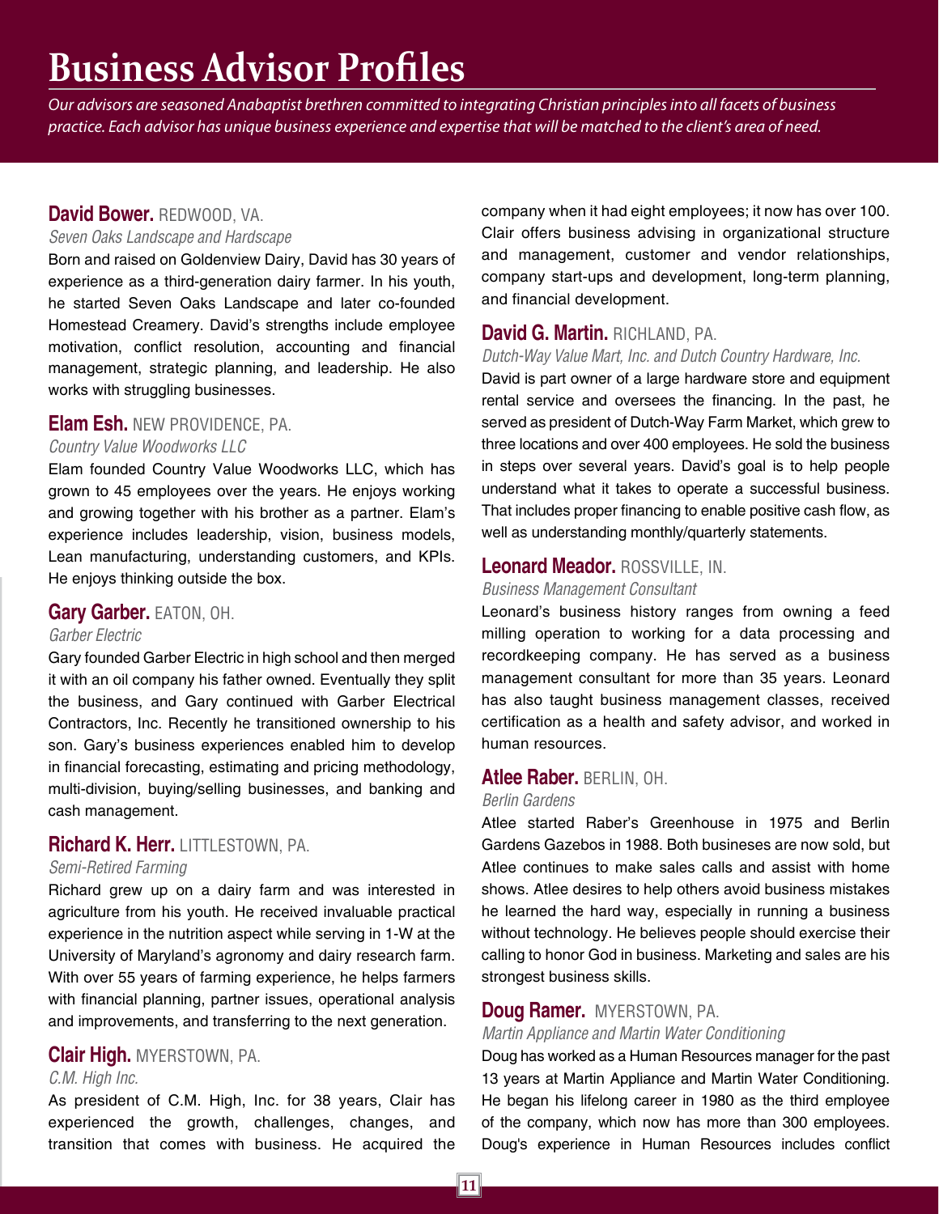# Business Advisor Profiles

*Our advisors are seasoned Anabaptist brethren committed to integrating Christian principles into all facets of business practice. Each advisor has unique business experience and expertise that will be matched to the client's area of need.*

### David Bower. REDWOOD, VA.

*Seven Oaks Landscape and Hardscape*

Born and raised on Goldenview Dairy, David has 30 years of experience as a third-generation dairy farmer. In his youth, he started Seven Oaks Landscape and later co-founded Homestead Creamery. David's strengths include employee motivation, conflict resolution, accounting and financial management, strategic planning, and leadership. He also works with struggling businesses.

### Elam Esh. NEW PROVIDENCE, PA.

*Country Value Woodworks LLC*

Elam founded Country Value Woodworks LLC, which has grown to 45 employees over the years. He enjoys working and growing together with his brother as a partner. Elam's experience includes leadership, vision, business models, Lean manufacturing, understanding customers, and KPIs. He enjoys thinking outside the box.

### Gary Garber. EATON, OH.

*Garber Electric*

Gary founded Garber Electric in high school and then merged it with an oil company his father owned. Eventually they split the business, and Gary continued with Garber Electrical Contractors, Inc. Recently he transitioned ownership to his son. Gary's business experiences enabled him to develop in financial forecasting, estimating and pricing methodology, multi-division, buying/selling businesses, and banking and cash management.

### Richard K. Herr. LITTLESTOWN, PA.

*Semi-Retired Farming*

Richard grew up on a dairy farm and was interested in agriculture from his youth. He received invaluable practical experience in the nutrition aspect while serving in 1-W at the University of Maryland's agronomy and dairy research farm. With over 55 years of farming experience, he helps farmers with financial planning, partner issues, operational analysis and improvements, and transferring to the next generation.

### Clair High. MYERSTOWN, PA.

*C.M. High Inc.*

As president of C.M. High, Inc. for 38 years, Clair has experienced the growth, challenges, changes, and transition that comes with business. He acquired the company when it had eight employees; it now has over 100. Clair offers business advising in organizational structure and management, customer and vendor relationships, company start-ups and development, long-term planning, and financial development.

### David G. Martin. RICHLAND, PA.

*Dutch-Way Value Mart, Inc. and Dutch Country Hardware, Inc.*

David is part owner of a large hardware store and equipment rental service and oversees the financing. In the past, he served as president of Dutch-Way Farm Market, which grew to three locations and over 400 employees. He sold the business in steps over several years. David's goal is to help people understand what it takes to operate a successful business. That includes proper financing to enable positive cash flow, as well as understanding monthly/quarterly statements.

### Leonard Meador. ROSSVILLE, IN.

*Business Management Consultant*

Leonard's business history ranges from owning a feed milling operation to working for a data processing and recordkeeping company. He has served as a business management consultant for more than 35 years. Leonard has also taught business management classes, received certification as a health and safety advisor, and worked in human resources.

### Atlee Raber. BERLIN, OH.

*Berlin Gardens*

Atlee started Raber's Greenhouse in 1975 and Berlin Gardens Gazebos in 1988. Both busineses are now sold, but Atlee continues to make sales calls and assist with home shows. Atlee desires to help others avoid business mistakes he learned the hard way, especially in running a business without technology. He believes people should exercise their calling to honor God in business. Marketing and sales are his strongest business skills.

### Doug Ramer. MYERSTOWN, PA.

*Martin Appliance and Martin Water Conditioning*

Doug has worked as a Human Resources manager for the past 13 years at Martin Appliance and Martin Water Conditioning. He began his lifelong career in 1980 as the third employee of the company, which now has more than 300 employees. Doug's experience in Human Resources includes conflict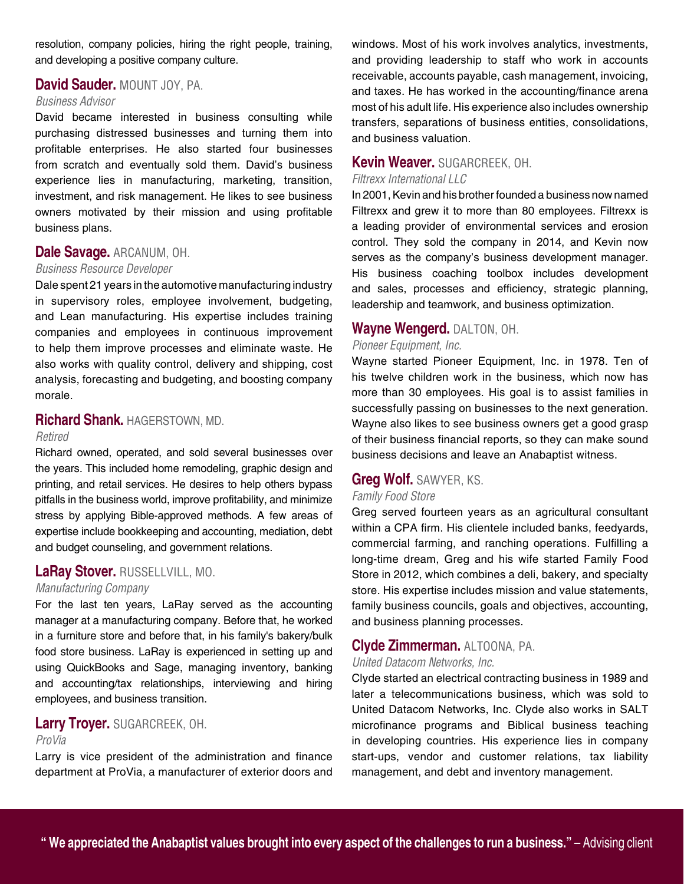resolution, company policies, hiring the right people, training, and developing a positive company culture.

**David Sauder.** MOUNT JOY, PA.

*Business Advisor*

David became interested in business consulting while purchasing distressed businesses and turning them into profitable enterprises. He also started four businesses from scratch and eventually sold them. David's business experience lies in manufacturing, marketing, transition, investment, and risk management. He likes to see business owners motivated by their mission and using profitable business plans.

**Dale Savage.** ARCANUM, OH.

*Business Resource Developer*

Dale spent 21 years in the automotive manufacturing industry in supervisory roles, employee involvement, budgeting, and Lean manufacturing. His expertise includes training companies and employees in continuous improvement to help them improve processes and eliminate waste. He also works with quality control, delivery and shipping, cost analysis, forecasting and budgeting, and boosting company morale.

**Richard Shank.** HAGERSTOWN, MD.

*Retired*

Richard owned, operated, and sold several businesses over the years. This included home remodeling, graphic design and printing, and retail services. He desires to help others bypass pitfalls in the business world, improve profitability, and minimize stress by applying Bible-approved methods. A few areas of expertise include bookkeeping and accounting, mediation, debt and budget counseling, and government relations.

**LaRay Stover.** RUSSELLVILL, MO.

*Manufacturing Company*

For the last ten years, LaRay served as the accounting manager at a manufacturing company. Before that, he worked in a furniture store and before that, in his family's bakery/bulk food store business. LaRay is experienced in setting up and using QuickBooks and Sage, managing inventory, banking and accounting/tax relationships, interviewing and hiring employees, and business transition.

**Larry Troyer.** SUGARCREEK, OH.

*ProVia*

Larry is vice president of the administration and finance department at ProVia, a manufacturer of exterior doors and windows. Most of his work involves analytics, investments, and providing leadership to staff who work in accounts receivable, accounts payable, cash management, invoicing, and taxes. He has worked in the accounting/finance arena most of his adult life. His experience also includes ownership transfers, separations of business entities, consolidations, and business valuation.

**Kevin Weaver.** SUGARCREEK, OH.

*Filtrexx International LLC*

In 2001, Kevin and his brother founded a business now named Filtrexx and grew it to more than 80 employees. Filtrexx is a leading provider of environmental services and erosion control. They sold the company in 2014, and Kevin now serves as the company's business development manager. His business coaching toolbox includes development and sales, processes and efficiency, strategic planning, leadership and teamwork, and business optimization.

**Wayne Wengerd.** DALTON, OH.

*Pioneer Equipment, Inc.*

Wayne started Pioneer Equipment, Inc. in 1978. Ten of his twelve children work in the business, which now has more than 30 employees. His goal is to assist families in successfully passing on businesses to the next generation. Wayne also likes to see business owners get a good grasp of their business financial reports, so they can make sound business decisions and leave an Anabaptist witness.

**Greg Wolf.** SAWYER, KS.

*Family Food Store*

Greg served fourteen years as an agricultural consultant within a CPA firm. His clientele included banks, feedyards, commercial farming, and ranching operations. Fulfilling a long-time dream, Greg and his wife started Family Food Store in 2012, which combines a deli, bakery, and specialty store. His expertise includes mission and value statements, family business councils, goals and objectives, accounting, and business planning processes.

**Clyde Zimmerman.** ALTOONA, PA.

*United Datacom Networks, Inc.*

Clyde started an electrical contracting business in 1989 and later a telecommunications business, which was sold to United Datacom Networks, Inc. Clyde also works in SALT microfinance programs and Biblical business teaching in developing countries. His experience lies in company start-ups, vendor and customer relations, tax liability management, and debt and inventory management.

**" We appreciated the Anabaptist values brought into every aspect of the challenges to run a business."** – Advising client